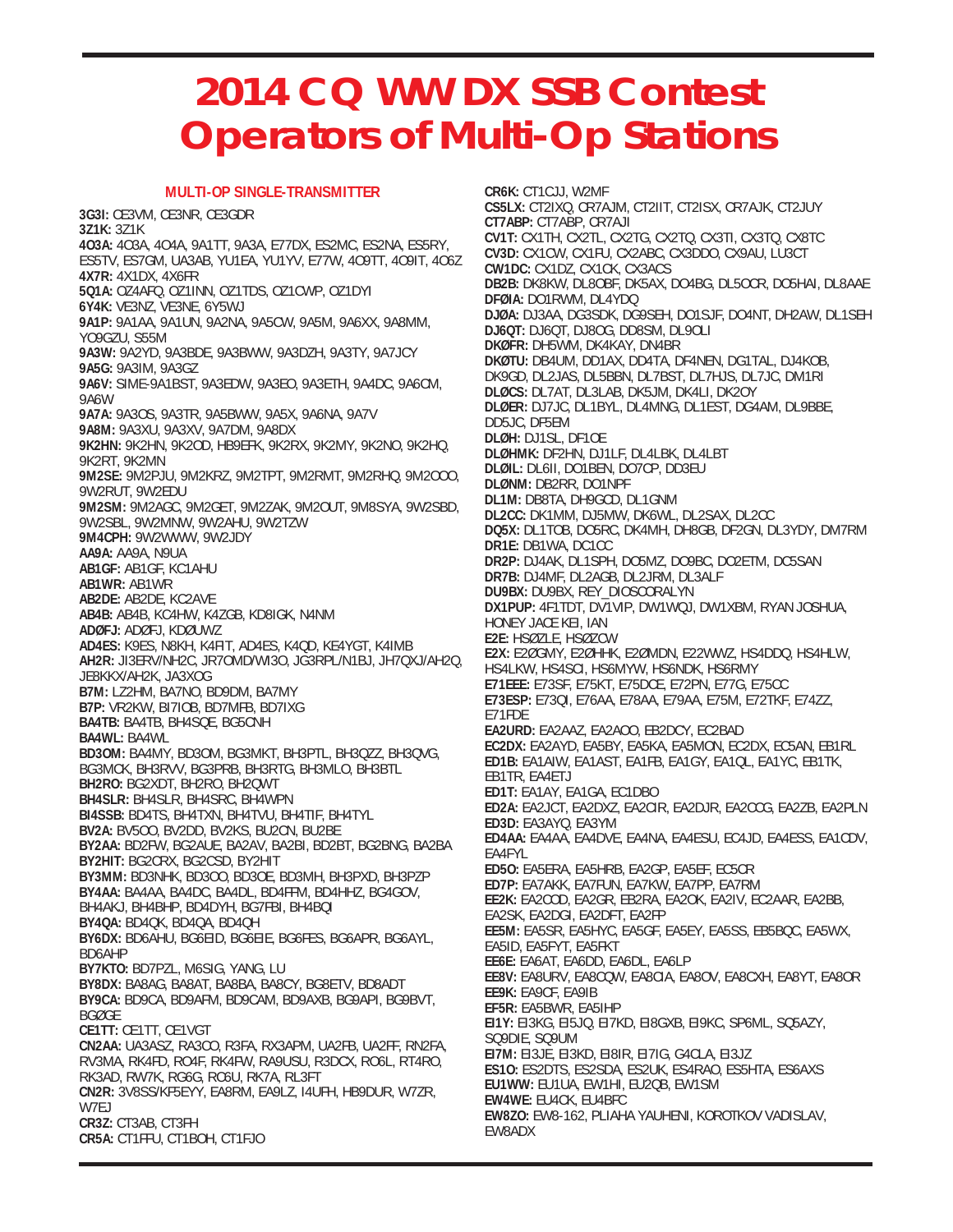# 2014 CQ WW DX SSB Contest Operators of Multi-Op Stations

## MULTI-OP SINGLE-TRANSMITTER

**3G3I:** CE3VM, CE3NR, CE3GDR
**3Z1K:** 3Z1K
**4O3A:** 4O3A, 4O4A, 9A1TT, 9A3A, E77DX, ES2MC, ES2NA, ES5RY, ES5TV, ES7GM, UA3AB, YU1EA, YU1YV, E77W, 4O9TT, 4O9IT, 4O6Z
**4X7R:** 4X1DX, 4X6FR
**5Q1A:** OZ4AFQ, OZ1INN, OZ1TDS, OZ1CWP, OZ1DYI
**6Y4K:** VE3NZ, VE3NE, 6Y5WJ
**9A1P:** 9A1AA, 9A1UN, 9A2NA, 9A5CW, 9A5M, 9A6XX, 9A8MM, YO9GZU, S55M
**9A3W:** 9A2YD, 9A3BDE, 9A3BWW, 9A3DZH, 9A3TY, 9A7JCY
**9A5G:** 9A3IM, 9A3GZ
**9A6V:** SIME-9A1BST, 9A3EDW, 9A3EO, 9A3ETH, 9A4DC, 9A6CM, 9A6W
**9A7A:** 9A3OS, 9A3TR, 9A5BWW, 9A5X, 9A6NA, 9A7V
**9A8M:** 9A3XU, 9A3XV, 9A7DM, 9A8DX
**9K2HN:** 9K2HN, 9K2OD, HB9EFK, 9K2RX, 9K2MY, 9K2NO, 9K2HQ, 9K2RT, 9K2MN
**9M2SE:** 9M2PJU, 9M2KRZ, 9M2TPT, 9M2RMT, 9M2RHQ, 9M2OOO, 9W2RUT, 9W2EDU
**9M2SM:** 9M2AGC, 9M2GET, 9M2ZAK, 9M2OUT, 9M8SYA, 9W2SBD, 9W2SBL, 9W2MNW, 9W2AHU, 9W2TZW
**9M4CPH:** 9W2WWW, 9W2JDY
**AA9A:** AA9A, N9UA
**AB1GF:** AB1GF, KC1AHU
**AB1WR:** AB1WR
**AB2DE:** AB2DE, KC2AVE
**AB4B:** AB4B, KC4HW, K4ZGB, KD8IGK, N4NM
**ADØFJ:** ADØFJ, KDØUWZ
**AD4ES:** K9ES, N8KH, K4FIT, AD4ES, K4QD, KE4YGT, K4IMB
**AH2R:** JI3ERV/NH2C, JR7OMD/WI3O, JG3RPL/N1BJ, JH7QXJ/AH2Q, JE8KKX/AH2K, JA3XOG
**B7M:** LZ2HM, BA7NO, BD9DM, BA7MY
**B7P:** VR2KW, BI7IOB, BD7MFB, BD7IXG
**BA4TB:** BA4TB, BH4SQE, BG5CNH
**BA4WL:** BA4WL
**BD3OM:** BA4MY, BD3OM, BG3MKT, BH3PTL, BH3QZZ, BH3QVG, BG3MCK, BH3RVV, BG3PRB, BH3RTG, BH3MLO, BH3BTL
**BH2RO:** BG2XDT, BH2RO, BH2QWT
**BH4SLR:** BH4SLR, BH4SRC, BH4WPN
**BI4SSB:** BD4TS, BH4TXN, BH4TVU, BH4TIF, BH4TYL
**BV2A:** BV5OO, BV2DD, BV2KS, BU2CN, BU2BE
**BY2AA:** BD2FW, BG2AUE, BA2AV, BA2BI, BD2BT, BG2BNG, BA2BA
**BY2HIT:** BG2CRX, BG2CSD, BY2HIT
**BY3MM:** BD3NHK, BD3OO, BD3OE, BD3MH, BH3PXD, BH3PZP
**BY4AA:** BA4AA, BA4DC, BA4DL, BD4FFM, BD4HHZ, BG4GOV, BH4AKJ, BH4BHP, BD4DYH, BG7FBI, BH4BQI
**BY4QA:** BD4QK, BD4QA, BD4QH
**BY6DX:** BD6AHU, BG6EID, BG6EIE, BG6FES, BG6APR, BG6AYL, BD6AHP
**BY7KTO:** BD7PZL, M6SIG, YANG, LU
**BY8DX:** BA8AG, BA8AT, BA8BA, BA8CY, BG8ETV, BD8ADT
**BY9CA:** BD9CA, BD9AFM, BD9CAM, BD9AXB, BG9API, BG9BVT, BGØGE
**CE1TT:** CE1TT, CE1VGT
**CN2AA:** UA3ASZ, RA3CO, R3FA, RX3APM, UA2FB, UA2FF, RN2FA, RV3MA, RK4FD, RO4F, RK4FW, RA9USU, R3DCX, RO6L, RT4RO, RK3AD, RW7K, RG6G, RC6U, RK7A, RL3FT
**CN2R:** 3V8SS/KF5EYY, EA8RM, EA9LZ, I4UFH, HB9DUR, W7ZR, W7EJ
**CR3Z:** CT3AB, CT3FH
**CR5A:** CT1FFU, CT1BOH, CT1FJO
**CR6K:** CT1CJJ, W2MF
**CS5LX:** CT2IXQ, CR7AJM, CT2IIT, CT2ISX, CR7AJK, CT2JUY
**CT7ABP:** CT7ABP, CR7AJI
**CV1T:** CX1TH, CX2TL, CX2TG, CX2TQ, CX3TI, CX3TQ, CX8TC
**CV3D:** CX1CW, CX1FU, CX2ABC, CX3DDO, CX9AU, LU3CT
**CW1DC:** CX1DZ, CX1CK, CX3ACS
**DB2B:** DK8KW, DL8OBF, DK5AX, DO4BG, DL5OCR, DO5HAI, DL8AAE
**DFØIA:** DO1RWM, DL4YDQ
**DJØA:** DJ3AA, DG3SDK, DG9SEH, DO1SJF, DO4NT, DH2AW, DL1SEH
**DJ6QT:** DJ6QT, DJ8OG, DD8SM, DL9OLI
**DKØFR:** DH5WM, DK4KAY, DN4BR
**DKØTU:** DB4UM, DD1AX, DD4TA, DF4NEN, DG1TAL, DJ4KOB, DK9GD, DL2JAS, DL5BBN, DL7BST, DL7HJS, DL7JC, DM1RI
**DLØCS:** DL7AT, DL3LAB, DK5JM, DK4LI, DK2OY
**DLØER:** DJ7JC, DL1BYL, DL4MNG, DL1EST, DG4AM, DL9BBE, DD5JC, DF5EM
**DLØH:** DJ1SL, DF1OE
**DLØHMK:** DF2HN, DJ1LF, DL4LBK, DL4LBT
**DLØIL:** DL6II, DO1BEN, DO7CP, DD3EU
**DLØNM:** DB2RR, DO1NPF
**DL1M:** DB8TA, DH9GCD, DL1GNM
**DL2CC:** DK1MM, DJ5MW, DK6WL, DL2SAX, DL2CC
**DQ5X:** DL1TOB, DO5RC, DK4MH, DH8GB, DF2GN, DL3YDY, DM7RM
**DR1E:** DB1WA, DC1CC
**DR2P:** DJ4AK, DL1SPH, DO5MZ, DO9BC, DO2ETM, DC5SAN
**DR7B:** DJ4MF, DL2AGB, DL2JRM, DL3ALF
**DU9BX:** DU9BX, REY_DIOSCORALYN
**DX1PUP:** 4F1TDT, DV1VIP, DW1WQJ, DW1XBM, RYAN JOSHUA, HONEY JACE KEI, IAN
**E2E:** HSØZLE, HSØZCW
**E2X:** E2ØGMY, E2ØHHK, E2ØMDN, E22WWZ, HS4DDQ, HS4HLW, HS4LKW, HS4SCI, HS6MYW, HS6NDK, HS6RMY
**E71EEE:** E73SF, E75KT, E75DCE, E72PN, E77G, E75CC
**E73ESP:** E73QI, E76AA, E78AA, E79AA, E75M, E72TKF, E74ZZ, E71FDE
**EA2URD:** EA2AAZ, EA2AOO, EB2DCY, EC2BAD
**EC2DX:** EA2AYD, EA5BY, EA5KA, EA5MON, EC2DX, EC5AN, EB1RL
**ED1B:** EA1AIW, EA1AST, EA1FB, EA1GY, EA1QL, EA1YC, EB1TK, EB1TR, EA4ETJ
**ED1T:** EA1AY, EA1GA, EC1DBO
**ED2A:** EA2JCT, EA2DXZ, EA2CIR, EA2DJR, EA2COG, EA2ZB, EA2PLN
**ED3D:** EA3AYQ, EA3YM
**ED4AA:** EA4AA, EA4DVE, EA4NA, EA4ESU, EC4JD, EA4ESS, EA1CDV, EA4FYL
**ED5O:** EA5ERA, EA5HRB, EA2GP, EA5EF, EC5CR
**ED7P:** EA7AKK, EA7FUN, EA7KW, EA7PP, EA7RM
**EE2K:** EA2COD, EA2GR, EB2RA, EA2OK, EA2IV, EC2AAR, EA2BB, EA2SK, EA2DGI, EA2DFT, EA2FP
**EE5M:** EA5SR, EA5HYC, EA5GF, EA5EY, EA5SS, EB5BQC, EA5WX, EA5ID, EA5FYT, EA5FKT
**EE6E:** EA6AT, EA6DD, EA6DL, EA6LP
**EE8V:** EA8URV, EA8CQW, EA8CIA, EA8OV, EA8CXH, EA8YT, EA8OR
**EE9K:** EA9CF, EA9IB
**EF5R:** EA5BWR, EA5IHP
**EI1Y:** EI3KG, EI5JQ, EI7KD, EI8GXB, EI9KC, SP6ML, SQ5AZY, SQ9DIE, SQ9UM
**EI7M:** EI3JE, EI3KD, EI8IR, EI7IG, G4CLA, EI3JZ
**ES1O:** ES2DTS, ES2SDA, ES2UK, ES4RAO, ES5HTA, ES6AXS
**EU1WW:** EU1UA, EW1HI, EU2QB, EW1SM
**EW4WE:** EU4CK, EU4BFC
**EW8ZO:** EW8-162, PLIAHA YAUHENI, KOROTKOV VADISLAV, EW8ADX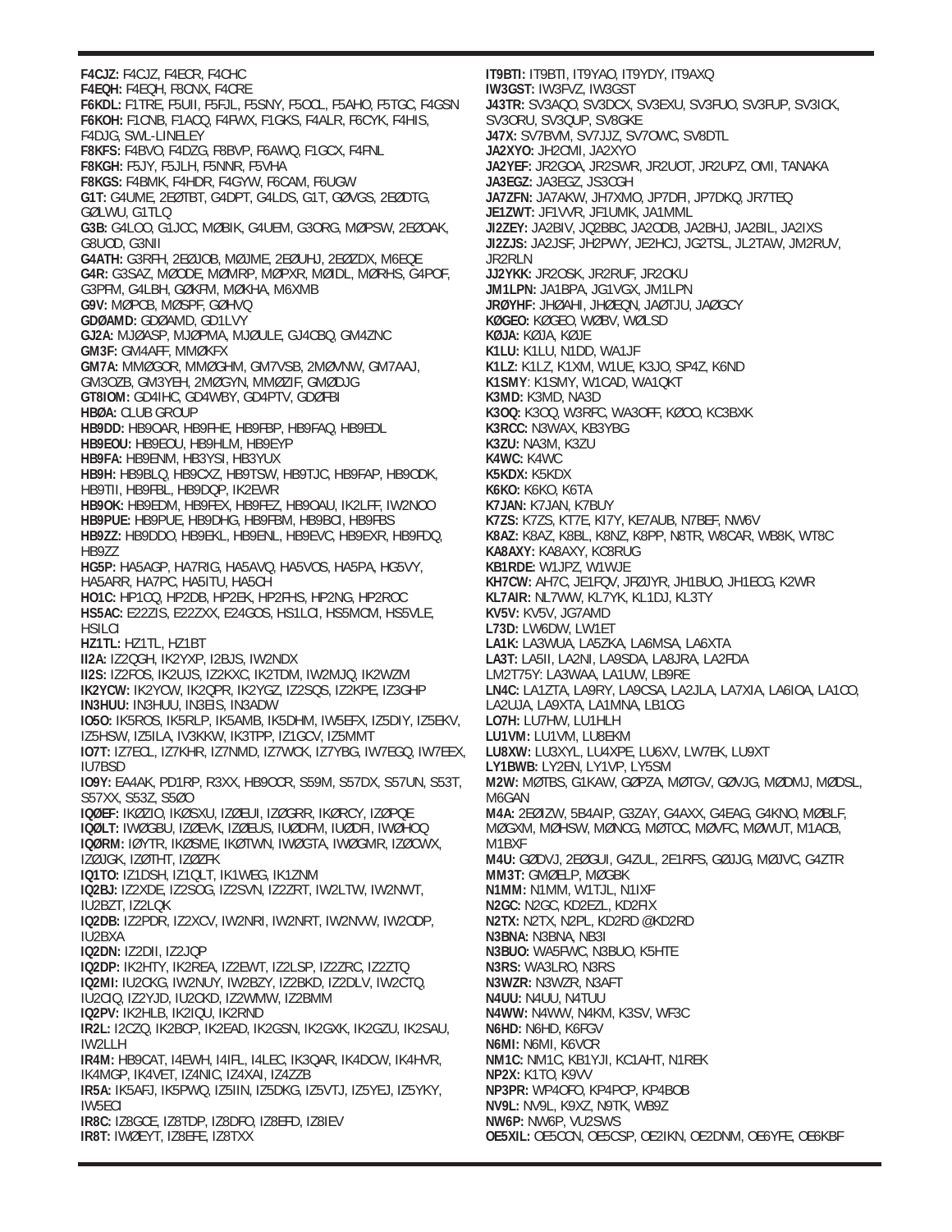**F4CJZ:** F4CJZ, F4ECR, F4CHC
**F4EQH:** F4EQH, F8CNX, F4CRE
**F6KDL:** F1TRE, F5UII, F5FJL, F5SNY, F5OCL, F5AHO, F5TGC, F4GSN
**F6KOH:** F1CNB, F1ACQ, F4FWX, F1GKS, F4ALR, F6CYK, F4HIS, F4DJG, SWL-LINELEY
**F8KFS:** F4BVO, F4DZG, F8BVP, F6AWQ, F1GCX, F4FNL
**F8KGH:** F5JY, F5JLH, F5NNR, F5VHA
**F8KGS:** F4BMK, F4HDR, F4GYW, F6CAM, F6UGW
**G1T:** G4UME, 2EØTBT, G4DPT, G4LDS, G1T, GØVGS, 2EØDTG, GØLWU, G1TLQ
**G3B:** G4LOO, G1JCC, MØBIK, G4UEM, G3ORG, MØPSW, 2EØOAK, G8UOD, G3NII
**G4ATH:** G3RFH, 2EØJOB, MØJME, 2EØUHJ, 2EØZDX, M6EQE
**G4R:** G3SAZ, MØODE, MØMRP, MØPXR, MØIDL, MØRHS, G4POF, G3PFM, G4LBH, GØKFM, MØKHA, M6XMB
**G9V:** MØPCB, MØSPF, GØHVQ
**GDØAMD:** GDØAMD, GD1LVY
**GJ2A:** MJØASP, MJØPMA, MJØULE, GJ4CBQ, GM4ZNC
**GM3F:** GM4AFF, MMØKFX
**GM7A:** MMØGOR, MMØGHM, GM7VSB, 2MØVNW, GM7AAJ, GM3OZB, GM3YEH, 2MØGYN, MMØZIF, GMØDJG
**GT8IOM:** GD4IHC, GD4WBY, GD4PTV, GDØFBI
**HBØA:** CLUB GROUP
**HB9DD:** HB9OAR, HB9FHE, HB9FBP, HB9FAQ, HB9EDL
**HB9EOU:** HB9EOU, HB9HLM, HB9EYP
**HB9FA:** HB9ENM, HB3YSI, HB3YUX
**HB9H:** HB9BLQ, HB9CXZ, HB9TSW, HB9TJC, HB9FAP, HB9ODK, HB9TII, HB9FBL, HB9DQP, IK2EWR
**HB9OK:** HB9EDM, HB9FEX, HB9FEZ, HB9OAU, IK2LFF, IW2NOO
**HB9PUE:** HB9PUE, HB9DHG, HB9FBM, HB9BCI, HB9FBS
**HB9ZZ:** HB9DDO, HB9EKL, HB9ENL, HB9EVC, HB9EXR, HB9FDQ, HB9ZZ
**HG5P:** HA5AGP, HA7RIG, HA5AVQ, HA5VOS, HA5PA, HG5VY, HA5ARR, HA7PC, HA5ITU, HA5CH
**HO1C:** HP1CQ, HP2DB, HP2EK, HP2FHS, HP2NG, HP2ROC
**HS5AC:** E22ZIS, E22ZXX, E24GOS, HS1LCI, HS5MCM, HS5VLE, HSILCI
**HZ1TL:** HZ1TL, HZ1BT
**II2A:** IZ2QGH, IK2YXP, I2BJS, IW2NDX
**II2S:** IZ2FOS, IK2UJS, IZ2KXC, IK2TDM, IW2MJQ, IK2WZM
**IK2YCW:** IK2YCW, IK2QPR, IK2YGZ, IZ2SQS, IZ2KPE, IZ3GHP
**IN3HUU:** IN3HUU, IN3EIS, IN3ADW
**IO5O:** IK5ROS, IK5RLP, IK5AMB, IK5DHM, IW5EFX, IZ5DIY, IZ5EKV, IZ5HSW, IZ5ILA, IV3KKW, IK3TPP, IZ1GCV, IZ5MMT
**IO7T:** IZ7ECL, IZ7KHR, IZ7NMD, IZ7WCK, IZ7YBG, IW7EGQ, IW7EEX, IU7BSD
**IO9Y:** EA4AK, PD1RP, R3XX, HB9OCR, S59M, S57DX, S57UN, S53T, S57XX, S53Z, S5ØO
**IQØEF:** IKØZIO, IKØSXU, IZØEUI, IZØGRR, IKØRCY, IZØPQE
**IQØLT:** IWØGBU, IZØEVK, IZØEUS, IUØDFM, IUØDFI, IWØHOQ
**IQØRM:** IØYTR, IKØSME, IKØTWN, IWØGTA, IWØGMR, IZØCWX, IZØJGK, IZØTHT, IZØZFK
**IQ1TO:** IZ1DSH, IZ1QLT, IK1WEG, IK1ZNM
**IQ2BJ:** IZ2XDE, IZ2SOG, IZ2SVN, IZ2ZRT, IW2LTW, IW2NWT, IU2BZT, IZ2LQK
**IQ2DB:** IZ2PDR, IZ2XCV, IW2NRI, IW2NRT, IW2NVW, IW2ODP, IU2BXA
**IQ2DN:** IZ2DII, IZ2JQP
**IQ2DP:** IK2HTY, IK2REA, IZ2EWT, IZ2LSP, IZ2ZRC, IZ2ZTQ
**IQ2MI:** IU2CKG, IW2NUY, IW2BZY, IZ2BKD, IZ2DLV, IW2CTQ, IU2CIQ, IZ2YJD, IU2CKD, IZ2WMW, IZ2BMM
**IQ2PV:** IK2HLB, IK2IQU, IK2RND
**IR2L:** I2CZQ, IK2BCP, IK2EAD, IK2GSN, IK2GXK, IK2GZU, IK2SAU, IW2LLH
**IR4M:** HB9CAT, I4EWH, I4IFL, I4LEC, IK3QAR, IK4DCW, IK4HVR, IK4MGP, IK4VET, IZ4NIC, IZ4XAI, IZ4ZZB
**IR5A:** IK5AFJ, IK5PWQ, IZ5IIN, IZ5DKG, IZ5VTJ, IZ5YEJ, IZ5YKY, IW5ECI
**IR8C:** IZ8GCE, IZ8TDP, IZ8DFO, IZ8EFD, IZ8IEV
**IR8T:** IWØEYT, IZ8EFE, IZ8TXX
**IT9BTI:** IT9BTI, IT9YAO, IT9YDY, IT9AXQ
**IW3GST:** IW3FVZ, IW3GST
**J43TR:** SV3AQO, SV3DCX, SV3EXU, SV3FUO, SV3FUP, SV3ICK, SV3ORU, SV3QUP, SV8GKE
**J47X:** SV7BVM, SV7JJZ, SV7OWC, SV8DTL
**JA2XYO:** JH2CMI, JA2XYO
**JA2YEF:** JR2GOA, JR2SWR, JR2UOT, JR2UPZ, OMI, TANAKA
**JA3EGZ:** JA3EGZ, JS3CGH
**JA7ZFN:** JA7AKW, JH7XMO, JP7DFI, JP7DKQ, JR7TEQ
**JE1ZWT:** JF1VVR, JF1UMK, JA1MML
**JI2ZEY:** JA2BIV, JQ2BBC, JA2ODB, JA2BHJ, JA2BIL, JA2IXS
**JI2ZJS:** JA2JSF, JH2PWY, JE2HCJ, JG2TSL, JL2TAW, JM2RUV, JR2RLN
**JJ2YKK:** JR2OSK, JR2RUF, JR2OKU
**JM1LPN:** JA1BPA, JG1VGX, JM1LPN
**JRØYHF:** JHØAHI, JHØEQN, JAØTJU, JAØGCY
**KØGEO:** KØGEO, WØBV, WØLSD
**KØJA:** KØJA, KØJE
**K1LU:** K1LU, N1DD, WA1JF
**K1LZ:** K1LZ, K1XM, W1UE, K3JO, SP4Z, K6ND
**K1SMY**: K1SMY, W1CAD, WA1QKT
**K3MD:** K3MD, NA3D
**K3OQ:** K3OQ, W3RFC, WA3OFF, KØOO, KC3BXK
**K3RCC:** N3WAX, KB3YBG
**K3ZU:** NA3M, K3ZU
**K4WC:** K4WC
**K5KDX:** K5KDX
**K6KO:** K6KO, K6TA
**K7JAN:** K7JAN, K7BUY
**K7ZS:** K7ZS, KT7E, KI7Y, KE7AUB, N7BEF, NW6V
**K8AZ:** K8AZ, K8BL, K8NZ, K8PP, N8TR, W8CAR, WB8K, WT8C
**KA8AXY:** KA8AXY, KC8RUG
**KB1RDE:** W1JPZ, W1WJE
**KH7CW:** AH7C, JE1FQV, JFØJYR, JH1BUO, JH1ECG, K2WR
**KL7AIR:** NL7WW, KL7YK, KL1DJ, KL3TY
**KV5V:** KV5V, JG7AMD
**L73D:** LW6DW, LW1ET
**LA1K:** LA3WUA, LA5ZKA, LA6MSA, LA6XTA
**LA3T:** LA5II, LA2NI, LA9SDA, LA8JRA, LA2FDA
LM2T75Y: LA3WAA, LA1UW, LB9RE
**LN4C:** LA1ZTA, LA9RY, LA9CSA, LA2JLA, LA7XIA, LA6IOA, LA1CO, LA2UJA, LA9XTA, LA1MNA, LB1OG
**LO7H:** LU7HW, LU1HLH
**LU1VM:** LU1VM, LU8EKM
**LU8XW:** LU3XYL, LU4XPE, LU6XV, LW7EK, LU9XT
**LY1BWB:** LY2EN, LY1VP, LY5SM
**M2W:** MØTBS, G1KAW, GØPZA, MØTGV, GØVJG, MØDMJ, MØDSL, M6GAN
**M4A:** 2EØIZW, 5B4AIP, G3ZAY, G4AXX, G4EAG, G4KNO, MØBLF, MØGXM, MØHSW, MØNCG, MØTOC, MØVFC, MØWUT, M1ACB, M1BXF
**M4U:** GØDVJ, 2EØGUI, G4ZUL, 2E1RFS, GØJJG, MØJVC, G4ZTR
**MM3T:** GMØELP, MØGBK
**N1MM:** N1MM, W1TJL, N1IXF
**N2GC:** N2GC, KD2EZL, KD2FIX
**N2TX:** N2TX, N2PL, KD2RD @KD2RD
**N3BNA:** N3BNA, NB3I
**N3BUO:** WA5FWC, N3BUO, K5HTE
**N3RS:** WA3LRO, N3RS
**N3WZR:** N3WZR, N3AFT
**N4UU:** N4UU, N4TUU
**N4WW:** N4WW, N4KM, K3SV, WF3C
**N6HD:** N6HD, K6FGV
**N6MI:** N6MI, K6VCR
**NM1C:** NM1C, KB1YJI, KC1AHT, N1REK
**NP2X:** K1TO, K9VV
**NP3PR:** WP4OFO, KP4PCP, KP4BOB
**NV9L:** NV9L, K9XZ, N9TK, WB9Z
**NW6P:** NW6P, VU2SWS
**OE5XIL:** OE5CCN, OE5CSP, OE2IKN, OE2DNM, OE6YFE, OE6KBF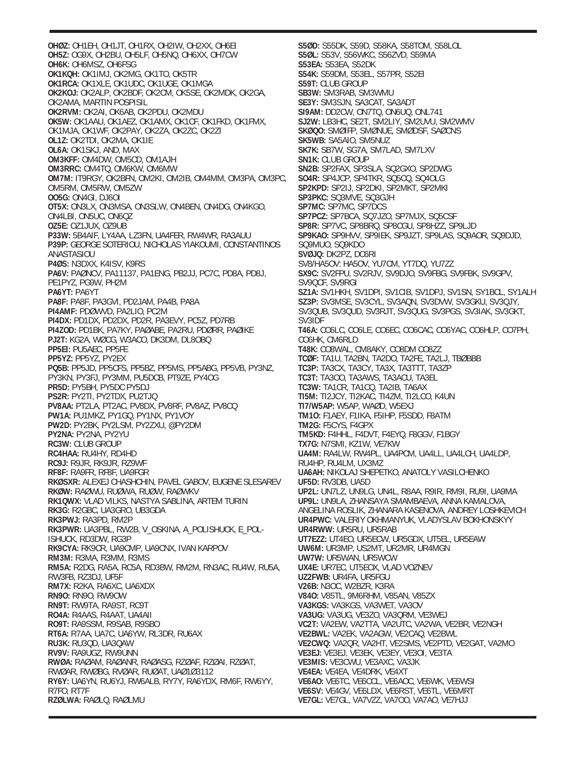**OHØZ:** OH1EH, OH1JT, OH1RX, OH2IW, OH2XX, OH6EI
**OH5Z:** OG9X, OH2BU, OH5LF, OH5NQ, OH6XX, OH7CW
**OH6K:** OH6MSZ, OH6FSG
**OK1KQH:** OK1IMJ, OK2MG, OK1TO, OK5TR
**OK1RCA:** OK1XLE, OK1UDC, OK1UGE, OK1MGA
**OK2KOJ:** OK2ALP, OK2BDF, OK2CM, OK5SE, OK2MDK, OK2GA, OK2AMA, MARTIN POSPISIL
**OK2RVM:** OK2AI, OK6AB, OK2PDU, OK2MDU
**OK5W:** OK1AAU, OK1AEZ, OK1AMX, OK1CF, OK1FKD, OK1FMX, OK1MJA, OK1WF, OK2PAY, OK2ZA, OK2ZC, OK2ZI
**OL1Z:** OK2TDI, OK2MA, OK1IE
**OL6A:** OK1SKJ, AND, MAX
**OM3KFF:** OM4DW, OM5CD, OM1AJH
**OM3RRC:** OM4TQ, OM6KW, OM6MW
**OM7M:** IT9RGY, OK2BFN, OM2KI, OM2IB, OM4MM, OM3PA, OM3PC, OM5RM, OM5RW, OM5ZW
**OO5G:** ON4GI, DJ6OI
**OT5X:** ON3LX, ON3MSA, ON3SLW, ON4BEN, ON4DG, ON4KGO, ON4LBI, ON5UC, ON6QZ
**OZ5E:** OZ1JUX, OZ9UB
**P33W:** 5B4AIF, LY4AA, LZ3FN, UA4FER, RW4WR, RA3AUU
**P39P:** GEORGE SOTERIOU, NICHOLAS YIAKOUMI, CONSTANTINOS ANASTASIOU
**P4ØS:** N3DXX, K4ISV, K9RS
**PA6V:** PAØNCV, PA11137, PA1ENG, PB2JJ, PC7C, PD8A, PD8J, PE1PYZ, PG9W, PH2M
**PA6YT:** PA6YT
**PA8F:** PA8F, PA3GVI, PD2JAM, PA4B, PA8A
**PI4AMF:** PDØWVD, PA2LIO, PC2M
**PI4DX:** PD1DX, PD2DX, PD2R, PA3EVY, PC5Z, PD7RB
**PI4ZOD:** PD1BK, PA7KY, PAØABE, PA2RU, PDØRR, PAØIKE
**PJ2T:** KG2A, WØCG, W3ACO, DK3DM, DL8OBQ
**PP5EI:** PU5AEC, PP5FE
**PP5YZ:** PP5YZ, PY2EX
**PQ5B:** PP5JD, PP5CFS, PP5BZ, PP5MS, PP5ABG, PP5VB, PY3NZ, PY3KN, PY3FJ, PY3MM, PU5DCB, PT9ZE, PY4OG
**PR5D:** PY5BH, PY5DC PY5DJ
**PS2R:** PY2TI, PY2TDX, PU2TJQ
**PV8AA:** PT2LA, PT2AC, PV8DX, PV8RF, PV8AZ, PV8CQ
**PW1A:** PU1MKZ, PY1GQ, PY1NX, PY1VOY
**PW2D:** PY2BK, PY2LSM, PY2ZXU, @PY2DM
**PY2NA:** PY2NA, PY2YU
**RC3W:** CLUB GROUP
**RC4HAA:** RU4HY, RD4HD
**RC9J:** R9JR, RK9JR, RZ9WF
**RF8F:** RA9FR, RF8F, UA9FGR
**RKØSXR:** ALEXEJ CHASHCHIN, PAVEL GABOV, EUGENE SLESAREV
**RKØW:** RAØWU, RUØWA, RUØW, RAØWKV
**RK1QWX:** VLAD VILKS, NASTYA SABLINA, ARTEM TURIN
**RK3G:** R2GBC, UA3GRO, UB3GDA
**RK3PWJ:** RA3PD, RM2P
**RK3PWR:** UA3PBL, RW2B, V_OSKINA, A_POLISHUCK, E_POLISHUCK, RD3DW, RG3P
**RK9CYA:** RK9CR, UA9CMP, UA9CNX, IVAN KARPOV
**RM3M:** R3MA, R3MM, R3MS
**RM5A:** R2DG, RA5A, RC5A, RD3BW, RM2M, RN3AC, RU4W, RU5A, RW3FB, RZ3DJ, UF5F
**RM7X:** R2KA, RA6XC, UA6XDX
**RN9O:** RN9O, RW9OW
**RN9T:** RW9TA, RA9ST, RC9T
**RO4A:** R4AAS, R4AAT, UA4AII
**RO9T:** RA9SSM, R9SAB, R9SBO
**RT6A:** R7AA, UA7C, UA6YW, RL3DR, RU6AX
**RU3K:** RU3QD, UA3QAW
**RV9V:** RA9UGZ, RW9UNN
**RWØA:** RAØAM, RAØANR, RAØASG, RZØAF, RZØAI, RZØAT, RWØAR, RWØBG, RVØAR, RUØAT, UAØ1Ø3112
**RY6Y:** UA6YN, RU6YJ, RW6ALB, RY7Y, RA6YDX, RM6F, RW6YY, R7FO, RT7F
**RZØLWA:** RAØLQ, RAØLMU
**S5ØD:** S55DK, S59D, S58KA, S58TOM, S58LOL
**S5ØL:** S53V, S56WKC, S56ZVD, S59MA
**S53EA:** S53EA, S52DK
**S54K:** S59DM, S53EL, S57PR, S52EI
**S59T:** CLUB GROUP
**SB3W:** SM3RAB, SM3WMU
**SE3Y:** SM3SJN, SA3CAT, SA3ADT
**SI9AM:** DD2CW, ON7TQ, ON6UQ, ONL741
**SJ2W:** LB3HC, SE2T, SM2LIY, SM2UVU, SM2WMV
**SKØQO:** SMØIFP, SMØNUE, SMØDSF, SAØCNS
**SK5WB:** SA5AIO, SM5NUZ
**SK7K:** SB7W, SG7A, SM7LAD, SM7LXV
**SN1K:** CLUB GROUP
**SN2B:** SP2FAX, SP3SLA, SQ2GXO, SP2DWG
**SO4R:** SP4JCP, SP4TKR, SQ5CQ, SQ4OLG
**SP2KPD:** SP2IJ, SP2DKI, SP2MKT, SP2MKI
**SP3PKC:** SQ3MVE, SQ3GJH
**SP7MC:** SP7MC, SP7DCS
**SP7PCZ:** SP7BCA, SQ7JZO, SP7MJX, SQ5CSF
**SP8R:** SP7VC, SP8BRQ, SP8CGU, SP8HZZ, SP9LJD
**SP9KAO:** SP9HVV, SP9IEK, SP9JZT, SP9LAS, SQ9AOR, SQ9DJD, SQ9MUO, SQ9KDO
**SVØJQ:** DK2PZ, DC6RI
SV8/HA5OV: HA5OV, YU7CM, YT7DQ, YU7ZZ
**SX9C:** SV2FPU, SV2RJV, SV9DJO, SV9FBG, SV9FBK, SV9GPV, SV9QCF, SV9RGI
**SZ1A:** SV1HKH, SV1DPI, SV1CIB, SV1DPJ, SV1SN, SY1BCL, SY1ALH
**SZ3P:** SV3MSE, SV3CYL, SV3AQN, SV3DVW, SV3GKU, SV3QJY, SV3QUB, SV3QUD, SV3RJT, SV3QUG, SV3PGS, SV3IAK, SV3GKT, SV3IDF
**T46A:** CO6LC, CO6LE, CO6EC, CO6CAC, CO6YAC, CO6HLP, CO7PH, CO6HK, CM6RLD
**T48K:** CO8WAL, CM8AKY, CO8DM CO8ZZ
**TCØF:** TA1U, TA2BN, TA2DO, TA2FE, TA2LJ, TBØBBB
**TC3P:** TA3CX, TA3CY, TA3X, TA3TTT, TA3ZP
**TC3T:** TA3OO, TA3AWS, TA3ACU, TA3EL
**TC3W:** TA1CR, TA1CQ, TA2IB, TA6AX
**TI5M:** TI2JCY, TI2KAC, TI4ZM, TI2LCO, K4UN
**TI7/W5AP:** W5AP, WAØD, W5EXJ
**TM1O:** F1AEY, F1IKA, F5IHP, F5SDD, F8ATM
**TM2G:** F5CYS, F4GPX
**TM5KD:** F4HHL, F4DVT, F4EYQ, F8GGV, F1BGY
**TX7G:** N7SMI, KZ1W, VE7KW
**UA4M:** RA4LW, RW4PL, UA4PCM, UA4LL, UA4LCH, UA4LDP, RU4HP, RU4LM, UX3MZ
**UA6AH:** NIKOLAJ SHEPETKO, ANATOLY VASILCHENKO
**UF5D:** RV3DB, UA5D
**UP2L:** UN7LZ, UN9LG, UN4L, R8AA, R9IR, RM9I, RU9I, UA9MA
**UP9L:** UN9LA, ZHANSAYA SMAMBAEVA, ANNA KAMALOVA, ANGELINA ROSLIK, ZHANARA KASENOVA, ANDREY LOSHKEVICH
**UR4PWC:** VALERIY OKHMANYUK, VLADYSLAV BOKHONSKYY
**UR4RWW:** UR5RU, UR5RAB
**UT7EZZ:** UT4EO, UR5ECW, UR5GDX, UT5EL, UR5EAW
**UW6M:** UR3MP, US2MT, UR2MR, UR4MGN
**UW7W:** UR5WAN, UR5WCW
**UX4E:** UR7EC, UT5EOX, VLAD VOZNEV
**UZ2FWB:** UR4FA, UR5FGU
**V26B:** N3OC, W2BZR, K3RA
**V84O:** V85TL, 9M6RHM, V85AN, V85ZX
**VA3KGS:** VA3KGS, VA3WET, VA3OV
**VA3UG:** VA3UG, VE3ZO, VA3QRM, VE3WEJ
**VC2T:** VA2EW, VA2TTA, VA2UTC, VA2WA, VE2BR, VE2NGH
**VE2BWL:** VA2EK, VA2AGW, VE2CAQ, VE2BWL
**VE2CWQ:** VA2QR, VA2HT, VE2SMS, VE2PTD, VE2GAT, VA2MO
**VE3EJ:** VE3EJ, VE3EK, VE3EY, VE3OI, VE3TA
**VE3MIS:** VE3CWU, VE3AXC, VA3JK
**VE4EA:** VE4EA, VE4DRK, VE4XT
**VE6AO:** VE6TC, VE6COL, VE6AOC, VE6WK, VE6WSI
**VE6SV:** VE4GV, VE6LDX, VE6RST, VE6TL, VE6MRT
**VE7GL:** VE7GL, VA7VZZ, VA7OO, VA7AO, VE7HJJ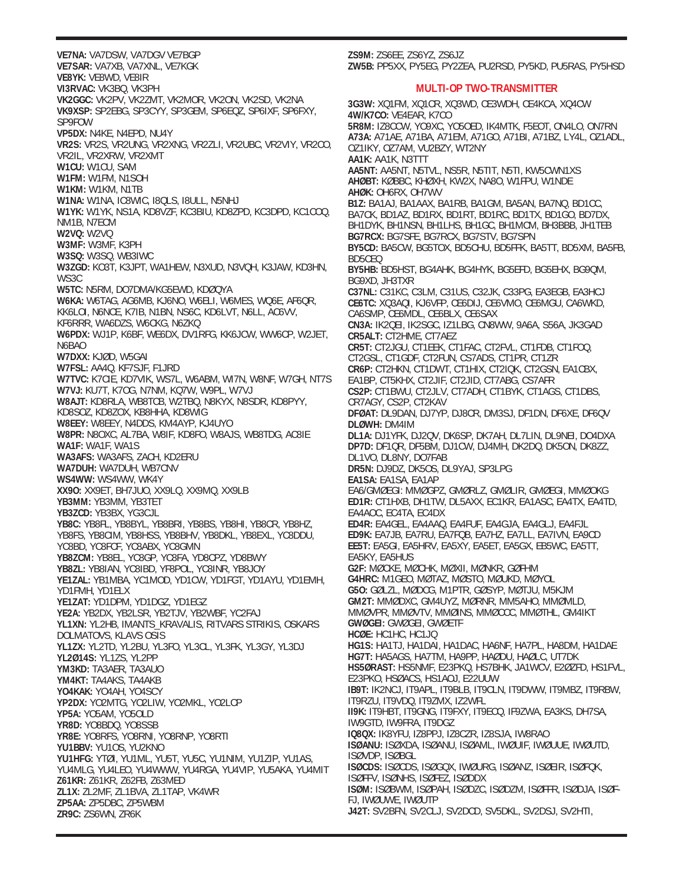**VE7NA:** VA7DSW, VA7DGV VE7BGP
**VE7SAR:** VA7XB, VA7XNL, VE7KGK
**VE8YK:** VE8WD, VE8IR
**VI3RVAC:** VK3BQ, VK3PH
**VK2GGC:** VK2PV, VK2ZMT, VK2MOR, VK2ON, VK2SD, VK2NA
**VK9XSP:** SP2EBG, SP3CYY, SP3GEM, SP6EQZ, SP6IXF, SP6FXY, SP9FOW
**VP5DX:** N4KE, N4EPD, NU4Y
**VR2S:** VR2S, VR2UNG, VR2XNG, VR2ZLI, VR2UBC, VR2VIY, VR2CO, VR2IL, VR2XRW, VR2XMT
**W1CU:** W1CU, SAM
**W1FM:** W1FM, N1SOH
**W1KM:** W1KM, N1TB
**W1NA:** W1NA, IC8WIC, I8QLS, I8ULL, N5NHJ
**W1YK:** W1YK, NS1A, KD8VZF, KC3BIU, KD8ZPD, KC3DPD, KC1COQ, NM1B, N7ECM
**W2VQ:** W2VQ
**W3MF:** W3MF, K3PH
**W3SQ:** W3SQ, WB3IWC
**W3ZGD:** KC3T, K3JPT, WA1HEW, N3XUD, N3VQH, K3JAW, KD3HN, WS3C
**W5TC:** N5RM, DO7DMA/KG5EWD, KDØQYA
**W6KA:** W6TAG, AG6MB, KJ6NO, W6ELI, W6MES, WQ6E, AF6QR, KK6LOI, N6NCE, K7IB, N1BN, NS6C, KD6LVT, N6LL, AC6VV, KF6RRR, WA6DZS, W6CKG, N6ZKQ
**W6PDX:** WJ1P, K6BF, WE6DX, DV1RFG, KK6JCW, WW6CP, W2JET, N6BAO
**W7DXX:** KJØD, W5GAI
**W7FSL:** AA4Q, KF7SJF, F1JRD
**W7TVC:** K7CIE, KD7VIK, WS7L, W6ABM, WI7N, W8NF, W7GH, NT7S
**W7VJ:** KU7T, K7OG, N7NM, KQ7W, W9PL, W7VJ
**W8AJT:** KD8RLA, WB8TCB, W2TBQ, N8KYX, N8SDR, KD8PYY, KD8SOZ, KD8ZOX, KB8HHA, KD8WIG
**W8EEY:** W8EEY, N4DDS, KM4AYP, KJ4UYO
**W8PR:** N8OXC, AL7BA, W8IF, KD8FO, W8AJS, WB8TDG, AC8IE
**WA1F:** WA1F, WA1S
**WA3AFS:** WA3AFS, ZACH, KD2ERU
**WA7DUH:** WA7DUH, WB7CNV
**WS4WW:** WS4WW, WK4Y
**XX9O:** XX9ET, BH7JUO, XX9LQ, XX9MQ, XX9LB
**YB3MM:** YB3MM, YB3TET
**YB3ZCD:** YB3BX, YG3CJL
**YB8C:** YB8FL, YB8BYL, YB8BRI, YB8BS, YB8HI, YB8CR, YB8HZ, YB8FS, YB8CIM, YB8HSS, YB8BHV, YB8DKL, YB8EXL, YC8DDU, YC8BD, YC8FCF, YC8ABX, YC8GMN
**YB8ZCM:** YB8EL, YC8GP, YC8FA, YD8CPZ, YD8BWY
**YB8ZL:** YB8IAN, YC8IBD, YF8POL, YC8INR, YB8JOY
**YE1ZAL:** YB1MBA, YC1MOD, YD1CW, YD1FGT, YD1AYU, YD1EMH, YD1FMH, YD1ELX
**YE1ZAT:** YD1DPM, YD1DGZ, YD1EGZ
**YE2A:** YB2DX, YB2LSR, YB2TJV, YB2WBF, YC2FAJ
**YL1XN:** YL2HB, IMANTS_KRAVALIS, RITVARS STRIKIS, OSKARS DOLMATOVS, KLAVS OSIS
**YL1ZX:** YL2TD, YL2BU, YL3FO, YL3CL, YL3FK, YL3GY, YL3DJ
**YL2Ø14S:** YL1ZS, YL2PP
**YM3KD:** TA3AER, TA3AUO
**YM4KT:** TA4AKS, TA4AKB
**YO4KAK:** YO4AH, YO4SCY
**YP2DX:** YO2MTG, YO2LIW, YO2MKL, YO2LCP
**YP5A:** YO5AM, YO5OLD
**YR8D:** YO8BDQ, YO8SSB
**YR8E:** YO8RFS, YO8RNI, YO8RNP, YO8RTI
**YU1BBV:** YU1OS, YU2KNO
**YU1HFG:** YTØI, YU1ML, YU5T, YU5C, YU1NIM, YU1ZIP, YU1AS, YU4MLG, YU4LEO, YU4WWW, YU4RGA, YU4VIP, YU5AKA, YU4MIT
**Z61KR:** Z61KR, Z62FB, Z63MED
**ZL1X:** ZL2MF, ZL1BVA, ZL1TAP, VK4WR
**ZP5AA:** ZP5DBC, ZP5WBM
**ZR9C:** ZS6WN, ZR6K
**ZS9M:** ZS6EE, ZS6YZ, ZS6JZ
**ZW5B:** PP5XX, PY5EG, PY2ZEA, PU2RSD, PY5KD, PU5RAS, PY5HSD

## MULTI-OP TWO-TRANSMITTER

**3G3W:** XQ1FM, XQ1CR, XQ3WD, CE3WDH, CE4KCA, XQ4CW
**4W/K7CO:** VE4EAR, K7CO
**5R8M:** IZ8CCW, YO9XC, YO5OED, IK4MTK, F5EOT, ON4LO, ON7RN
**A73A:** A71AE, A71BA, A71EM, A71GO, A71BI, A71BZ, LY4L, OZ1ADL, OZ1IKY, OZ7AM, VU2BZY, WT2NY
**AA1K:** AA1K, N3TTT
**AA5NT:** AA5NT, N5TVL, NS5R, N5TIT, N5TI, KW5CWN1XS
**AHØBT:** KØBBC, KHØXH, KW2X, NA8O, W1FPU, W1NDE
**AHØK:** OH6RX, OH7WV
**B1Z:** BA1AJ, BA1AAX, BA1RB, BA1GM, BA5AN, BA7NQ, BD1CC, BA7CK, BD1AZ, BD1RX, BD1RT, BD1RC, BD1TX, BD1GO, BD7DX, BH1DYK, BH1NSN, BH1LHS, BH1GC, BH1MCM, BH3BBB, JH1TEB
**BG7RCX:** BG7SFE, BG7RCX, BG7STV, BG7SPN
**BY5CD:** BA5CW, BG5TOX, BD5CHU, BD5FFK, BA5TT, BD5XM, BA5FB, BD5CEQ
**BY5HB:** BD5HST, BG4AHK, BG4HYK, BG5EFD, BG5EHX, BG9QM, BG9XD, JH3TXR
**C37NL:** C31KC, C3LM, C31US, C32JK, C33PG, EA3EGB, EA3HCJ
**CE6TC:** XQ3AQI, KJ6VFP, CE6DIJ, CE6VMO, CE6MGU, CA6WKD, CA6SMP, CE6MDL, CE6BLX, CE6SAX
**CN3A:** IK2QEI, IK2SGC, IZ1LBG, CN8WW, 9A6A, S56A, JK3GAD
**CR5ALT:** CT2HME, CT7AEZ
**CR5T:** CT2JGU, CT1EEK, CT1FAC, CT2FVL, CT1FDB, CT1FOQ, CT2GSL, CT1GDF, CT2FUN, CS7ADS, CT1PR, CT1ZR
**CR6P:** CT2HKN, CT1DWT, CT1HIX, CT2IQK, CT2GSN, EA1CBX, EA1BP, CT5KHX, CT2JIF, CT2JID, CT7ABG, CS7AFR
**CS2P:** CT1BWU, CT2JLV, CT7ADH, CT1BYK, CT1AGS, CT1DBS, CR7AGY, CS2P, CT2KAV
**DFØAT:** DL9DAN, DJ7YP, DJ8CR, DM3SJ, DF1DN, DF6XE, DF6QV
**DLØWH:** DM4IM
**DL1A:** DJ1YFK, DJ2QV, DK6SP, DK7AH, DL7LIN, DL9NEI, DO4DXA
**DP7D:** DF1QR, DF5BM, DJ1CW, DJ4MH, DK2DQ, DK5ON, DK8ZZ, DL1VO, DL8NY, DO7FAB
**DR5N:** DJ9DZ, DK5OS, DL9YAJ, SP3LPG
**EA1SA:** EA1SA, EA1AP
EA6/GMØEGI: MMØGPZ, GMØRLZ, GMØLIR, GMØEGI, MMØOKG
**ED1R:** CT1HXB, DH1TW, DL5AXX, EC1KR, EA1ASC, EA4TX, EA4TD, EA4AOC, EC4TA, EC4DX
**ED4R:** EA4GEL, EA4AAQ, EA4FUF, EA4GJA, EA4GLJ, EA4FJL
**ED9K:** EA7JB, EA7RU, EA7FQB, EA7HZ, EA7LL, EA7IVN, EA9CD
**EE5T:** EA5GI, EA5HRV, EA5XY, EA5ET, EA5GX, EB5WC, EA5TT, EA5KY, EA5HUS
**G2F:** MØCKE, MØCHK, MØXII, MØNKR, GØFHM
**G4HRC:** M1GEO, MØTAZ, MØSTO, MØUKD, MØYOL
**G5O:** GØLZL, MØDCG, M1PTR, GØSYP, MØTJU, M5KJM
**GM2T:** MMØDXC, GM4UYZ, MØRNR, MM5AHO, MMØMLD, MMØVPR, MMØVTV, MMØINS, MMØCCC, MMØTHL, GM4IKT
**GWØGEI:** GWØGEI, GWØETF
**HCØE:** HC1HC, HC1JQ
**HG1S:** HA1TJ, HA1DAI, HA1DAC, HA6NF, HA7PL, HA8DM, HA1DAE
**HG7T:** HA5AGS, HA7TM, HA9PP, HAØDU, HAØLC, UT7DK
**HS5ØRAST:** HS5NMF, E23PKQ, HS7BHK, JA1WCV, E2ØZFD, HS1FVL, E23PKO, HSØACS, HS1AOJ, E22UUW
**IB9T:** IK2NCJ, IT9APL, IT9BLB, IT9CLN, IT9DWW, IT9MBZ, IT9RBW, IT9RZU, IT9VDQ, IT9ZMX, IZ2WFL
**II9K:** IT9HBT, IT9GNG, IT9FXY, IT9ECQ, IF9ZWA, EA3KS, DH7SA, IW9GTD, IW9FRA, IT9DGZ
**IQ8QX:** IK8YFU, IZ8PPJ, IZ8CZR, IZ8SJA, IW8RAO
**ISØANU:** ISØXDA, ISØANU, ISØAML, IWØUIF, IWØUUE, IWØUTD, ISØVDP, ISØBGL
**ISØCDS:** ISØCDS, ISØGQX, IWØURG, ISØANZ, ISØEIR, ISØFQK, ISØFFV, ISØNHS, ISØFEZ, ISØDDX
**ISØM:** ISØBWM, ISØPAH, ISØDZC, ISØDZM, ISØFFR, ISØDJA, ISØFFJ, IWØUWE, IWØUTP
**J42T:** SV2BFN, SV2CLJ, SV2DCD, SV5DKL, SV2DSJ, SV2HTI,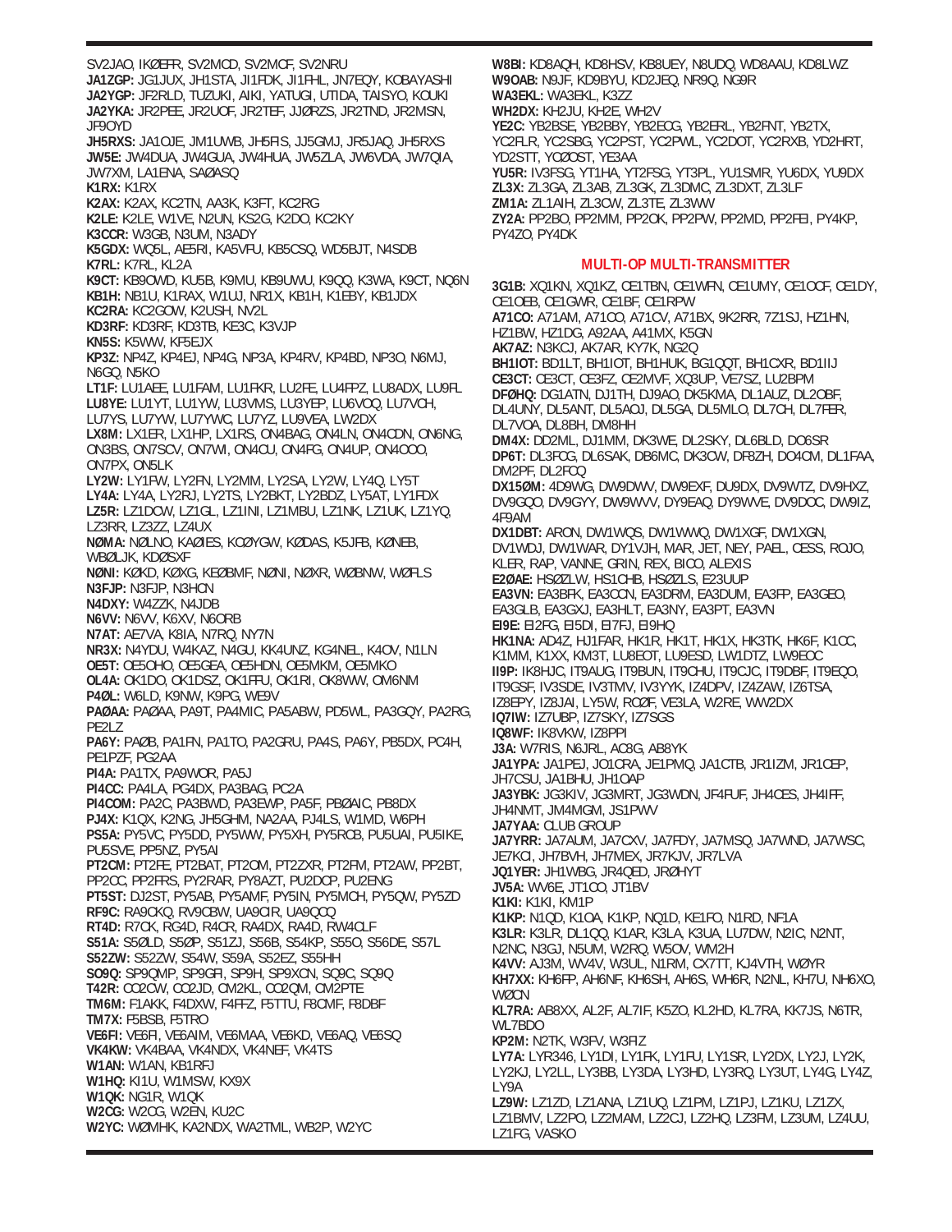SV2JAO, IKØEFR, SV2MCD, SV2MCF, SV2NRU
**JA1ZGP:** JG1JUX, JH1STA, JI1FDK, JI1FHL, JN7EQY, KOBAYASHI
**JA2YGP:** JF2RLD, TUZUKI, AIKI, YATUGI, UTIDA, TAISYO, KOUKI
**JA2YKA:** JR2PEE, JR2UOF, JR2TEF, JJØRZS, JR2TND, JR2MSN, JF9OYD
**JH5RXS:** JA1OJE, JM1UWB, JH5FIS, JJ5GMJ, JR5JAQ, JH5RXS
**JW5E:** JW4DUA, JW4GUA, JW4HUA, JW5ZLA, JW6VDA, JW7QIA, JW7XM, LA1ENA, SAØASQ
**K1RX:** K1RX
**K2AX:** K2AX, KC2TN, AA3K, K3FT, KC2RG
**K2LE:** K2LE, W1VE, N2UN, KS2G, K2DO, KC2KY
**K3CCR:** W3GB, N3UM, N3ADY
**K5GDX:** WQ5L, AE5RI, KA5VFU, KB5CSQ, WD5BJT, N4SDB
**K7RL:** K7RL, KL2A
**K9CT:** KB9OWD, KU5B, K9MU, KB9UWU, K9QQ, K3WA, K9CT, NQ6N
**KB1H:** NB1U, K1RAX, W1UJ, NR1X, KB1H, K1EBY, KB1JDX
**KC2RA:** KC2GOW, K2USH, NV2L
**KD3RF:** KD3RF, KD3TB, KE3C, K3VJP
**KN5S:** K5WW, KF5EJX
**KP3Z:** NP4Z, KP4EJ, NP4G, NP3A, KP4RV, KP4BD, NP3O, N6MJ, N6GQ, N5KO
**LT1F:** LU1AEE, LU1FAM, LU1FKR, LU2FE, LU4FPZ, LU8ADX, LU9FL
**LU8YE:** LU1YT, LU1YW, LU3VMS, LU3YEP, LU6VOQ, LU7VCH, LU7YS, LU7YW, LU7YWC, LU7YZ, LU9VEA, LW2DX
**LX8M:** LX1ER, LX1HP, LX1RS, ON4BAG, ON4LN, ON4CDN, ON6NG, ON3BS, ON7SCV, ON7WI, ON4CU, ON4FG, ON4UP, ON4COO, ON7PX, ON5LK
**LY2W:** LY1FW, LY2FN, LY2MM, LY2SA, LY2W, LY4Q, LY5T
**LY4A:** LY4A, LY2RJ, LY2TS, LY2BKT, LY2BDZ, LY5AT, LY1FDX
**LZ5R:** LZ1DCW, LZ1GL, LZ1INI, LZ1MBU, LZ1NK, LZ1UK, LZ1YQ, LZ3RR, LZ3ZZ, LZ4UX
**NØMA:** NØLNO, KAØIES, KCØYGW, KØDAS, K5JFB, KØNEB, WBØLJK, KDØSXF
**NØNI:** KØKD, KØXG, KEØBMF, NØNI, NØXR, WØBNW, WØFLS
**N3FJP:** N3FJP, N3HCN
**N4DXY:** W4ZZK, N4JDB
**N6VV:** N6VV, K6XV, N6ORB
**N7AT:** AE7VA, K8IA, N7RQ, NY7N
**NR3X:** N4YDU, W4KAZ, N4GU, KK4UNZ, KG4NEL, K4OV, N1LN
**OE5T:** OE5OHO, OE5GEA, OE5HDN, OE5MKM, OE5MKO
**OL4A:** OK1DO, OK1DSZ, OK1FFU, OK1RI, OK8WW, OM6NM
**P4ØL:** W6LD, K9NW, K9PG, WE9V
**PAØAA:** PAØAA, PA9T, PA4MIC, PA5ABW, PD5WL, PA3GQY, PA2RG, PE2LZ
**PA6Y:** PAØB, PA1FN, PA1TO, PA2GRU, PA4S, PA6Y, PB5DX, PC4H, PE1PZF, PG2AA
**PI4A:** PA1TX, PA9WOR, PA5J
**PI4CC:** PA4LA, PG4DX, PA3BAG, PC2A
**PI4COM:** PA2C, PA3BWD, PA3EWP, PA5F, PBØAIC, PB8DX
**PJ4X:** K1QX, K2NG, JH5GHM, NA2AA, PJ4LS, W1MD, W6PH
**PS5A:** PY5VC, PY5DD, PY5WW, PY5XH, PY5RCB, PU5UAI, PU5IKE, PU5SVE, PP5NZ, PY5AI
**PT2CM:** PT2FE, PT2BAT, PT2OM, PT2ZXR, PT2FM, PT2AW, PP2BT, PP2CC, PP2FRS, PY2RAR, PY8AZT, PU2DCP, PU2ENG
**PT5ST:** DJ2ST, PY5AB, PY5AMF, PY5IN, PY5MCH, PY5QW, PY5ZD
**RF9C:** RA9CKQ, RV9CBW, UA9CIR, UA9QCQ
**RT4D:** R7CK, RG4D, R4CR, RA4DX, RA4D, RW4CLF
**S51A:** S5ØLD, S5ØP, S51ZJ, S56B, S54KP, S55O, S56DE, S57L
**S52ZW:** S52ZW, S54W, S59A, S52EZ, S55HH
**SO9Q:** SP9QMP, SP9GFI, SP9H, SP9XCN, SQ9C, SQ9Q
**T42R:** CO2CW, CO2JD, CM2KL, CO2QM, CM2PTE
**TM6M:** F1AKK, F4DXW, F4FFZ, F5TTU, F8CMF, F8DBF
**TM7X:** F5BSB, F5TRO
**VE6FI:** VE6FI, VE6AIM, VE6MAA, VE6KD, VE6AQ, VE6SQ
**VK4KW:** VK4BAA, VK4NDX, VK4NEF, VK4TS
**W1AN:** W1AN, KB1RFJ
**W1HQ:** KI1U, W1MSW, KX9X
**W1QK:** NG1R, W1QK
**W2CG:** W2CG, W2EN, KU2C
**W2YC:** WØMHK, KA2NDX, WA2TML, WB2P, W2YC
**W8BI:** KD8AQH, KD8HSV, KB8UEY, N8UDQ, WD8AAU, KD8LWZ
**W9OAB:** N9JF, KD9BYU, KD2JEQ, NR9Q, NG9R
**WA3EKL:** WA3EKL, K3ZZ
**WH2DX:** KH2JU, KH2E, WH2V
**YE2C:** YB2BSE, YB2BBY, YB2ECG, YB2ERL, YB2FNT, YB2TX, YC2FLR, YC2SBG, YC2PST, YC2PWL, YC2DOT, YC2RXB, YD2HRT, YD2STT, YOØOST, YE3AA
**YU5R:** IV3FSG, YT1HA, YT2FSG, YT3PL, YU1SMR, YU6DX, YU9DX
**ZL3X:** ZL3GA, ZL3AB, ZL3GK, ZL3DMC, ZL3DXT, ZL3LF
**ZM1A:** ZL1AIH, ZL3CW, ZL3TE, ZL3WW
**ZY2A:** PP2BO, PP2MM, PP2OK, PP2PW, PP2MD, PP2FEI, PY4KP, PY4ZO, PY4DK

## MULTI-OP MULTI-TRANSMITTER

**3G1B:** XQ1KN, XQ1KZ, CE1TBN, CE1WFN, CE1UMY, CE1OCF, CE1DY, CE1OEB, CE1GWR, CE1BF, CE1RPW
**A71CO:** A71AM, A71CO, A71CV, A71BX, 9K2RR, 7Z1SJ, HZ1HN, HZ1BW, HZ1DG, A92AA, A41MX, K5GN
**AK7AZ:** N3KCJ, AK7AR, KY7K, NG2Q
**BH1IOT:** BD1LT, BH1IOT, BH1HUK, BG1QQT, BH1CXR, BD1IIJ
**CE3CT:** CE3CT, CE3FZ, CE2MVF, XQ3UP, VE7SZ, LU2BPM
**DFØHQ:** DG1ATN, DJ1TH, DJ9AO, DK5KMA, DL1AUZ, DL2OBF, DL4UNY, DL5ANT, DL5AOJ, DL5GA, DL5MLO, DL7CH, DL7FER, DL7VOA, DL8BH, DM8HH
**DM4X:** DD2ML, DJ1MM, DK3WE, DL2SKY, DL6BLD, DO6SR
**DP6T:** DL3FCG, DL6SAK, DB6MC, DK3CW, DF8ZH, DO4CM, DL1FAA, DM2PF, DL2FCQ
**DX15ØM:** 4D9WG, DW9DWV, DW9EXF, DU9DX, DV9WTZ, DV9HXZ, DV9GQO, DV9GYY, DW9WV, DY9EAQ, DY9WVE, DV9DOC, DW9IZ, 4F9AM
**DX1DBT:** ARON, DW1WQS, DW1WWQ, DW1XGF, DW1XGN, DV1WDJ, DW1WAR, DY1VJH, MAR, JET, NEY, PAEL, CESS, ROJO, KLER, RAP, VANNE, GRIN, REX, BICO, ALEXIS
**E2ØAE:** HSØZLW, HS1CHB, HSØZLS, E23UUP
**EA3VN:** EA3BFK, EA3CCN, EA3DRM, EA3DUM, EA3FP, EA3GEO, EA3GLB, EA3GXJ, EA3HLT, EA3NY, EA3PT, EA3VN
**EI9E:** EI2FG, EI5DI, EI7FJ, EI9HQ
**HK1NA:** AD4Z, HJ1FAR, HK1R, HK1T, HK1X, HK3TK, HK6F, K1CC, K1MM, K1XX, KM3T, LU8EOT, LU9ESD, LW1DTZ, LW9EOC
**II9P:** IK8HJC, IT9AUG, IT9BUN, IT9CHU, IT9CJC, IT9DBF, IT9EQO, IT9GSF, IV3SDE, IV3TMV, IV3YYK, IZ4DPV, IZ4ZAW, IZ6TSA, IZ8EPY, IZ8JAI, LY5W, ROØF, VE3LA, W2RE, WW2DX
**IQ7IW:** IZ7UBP, IZ7SKY, IZ7SGS
**IQ8WF:** IK8VKW, IZ8PPI
**J3A:** W7RIS, N6JRL, AC8G, AB8YK
**JA1YPA:** JA1PEJ, JO1CRA, JE1PMQ, JA1CTB, JR1IZM, JR1CEP, JH7CSU, JA1BHU, JH1OAP
**JA3YBK:** JG3KIV, JG3MRT, JG3WDN, JF4FUF, JH4CES, JH4IFF, JH4NMT, JM4MGM, JS1PWV
**JA7YAA:** CLUB GROUP
**JA7YRR:** JA7AUM, JA7CXV, JA7FDY, JA7MSQ, JA7WND, JA7WSC, JE7KCI, JH7BVH, JH7MEX, JR7KJV, JR7LVA
**JQ1YER:** JH1WBG, JR4QED, JRØHYT
**JV5A:** WV6E, JT1CO, JT1BV
**K1KI:** K1KI, KM1P
**K1KP:** N1QD, K1OA, K1KP, NQ1D, KE1FO, N1RD, NF1A
**K3LR:** K3LR, DL1QQ, K1AR, K3LA, K3UA, LU7DW, N2IC, N2NT, N2NC, N3GJ, N5UM, W2RQ, W5OV, WM2H
**K4VV:** AJ3M, WV4V, W3UL, N1RM, CX7TT, KJ4VTH, WØYR
**KH7XX:** KH6FP, AH6NF, KH6SH, AH6S, WH6R, N2NL, KH7U, NH6XO, WØCN
**KL7RA:** AB8XX, AL2F, AL7IF, K5ZO, KL2HD, KL7RA, KK7JS, N6TR, WL7BDO
**KP2M:** N2TK, W3FV, W3FIZ
**LY7A:** LYR346, LY1DI, LY1FK, LY1FU, LY1SR, LY2DX, LY2J, LY2K, LY2KJ, LY2LL, LY3BB, LY3DA, LY3HD, LY3RQ, LY3UT, LY4G, LY4Z, LY9A
**LZ9W:** LZ1ZD, LZ1ANA, LZ1UQ, LZ1PM, LZ1PJ, LZ1KU, LZ1ZX, LZ1BMV, LZ2PO, LZ2MAM, LZ2CJ, LZ2HQ, LZ3FM, LZ3UM, LZ4UU, LZ1FG, VASKO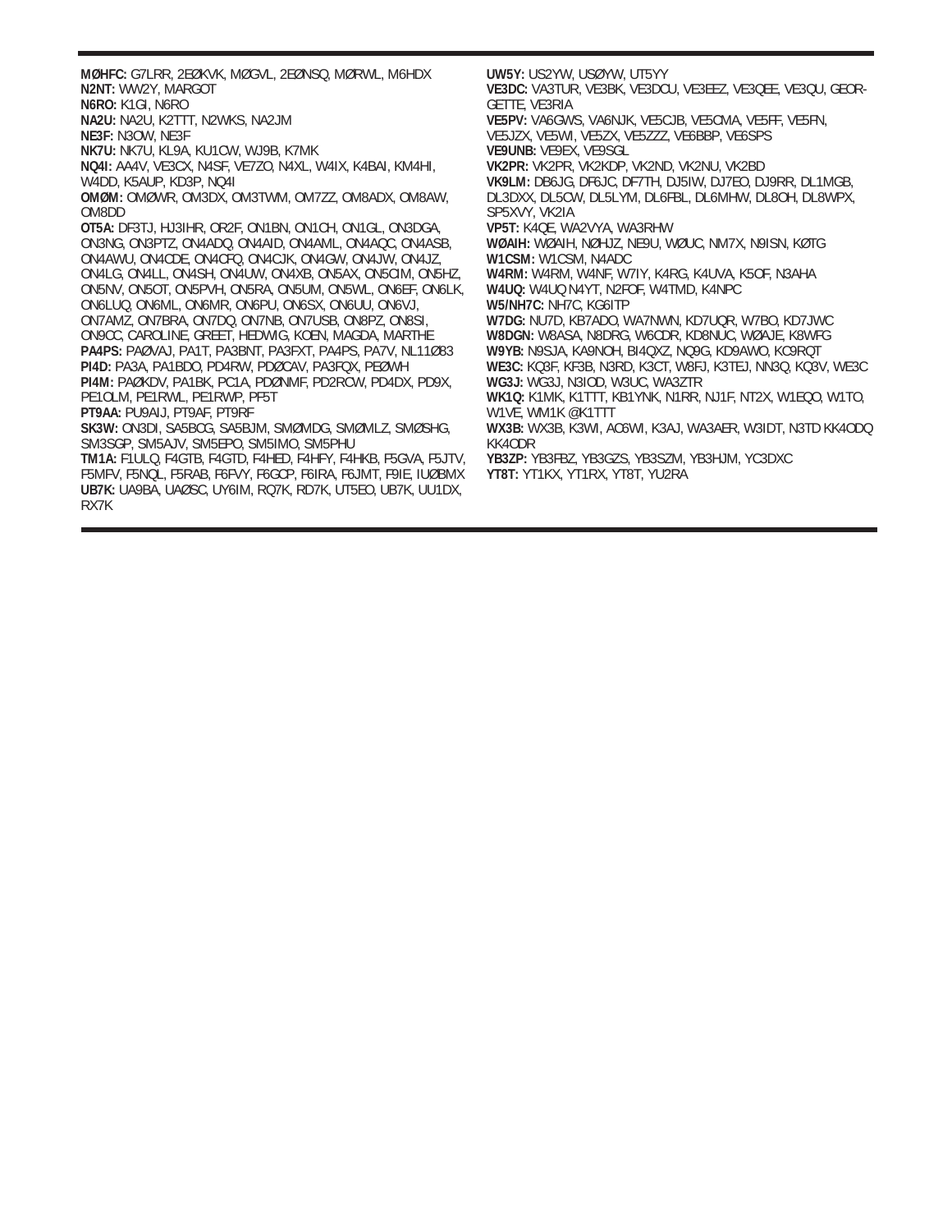**MØHFC:** G7LRR, 2EØKVK, MØGVL, 2EØNSQ, MØRWL, M6HDX
**N2NT:** WW2Y, MARGOT
**N6RO:** K1GI, N6RO
**NA2U:** NA2U, K2TTT, N2WKS, NA2JM
**NE3F:** N3OW, NE3F
**NK7U:** NK7U, KL9A, KU1CW, WJ9B, K7MK
**NQ4I:** AA4V, VE3CX, N4SF, VE7ZO, N4XL, W4IX, K4BAI, KM4HI, W4DD, K5AUP, KD3P, NQ4I
**OMØM:** OMØWR, OM3DX, OM3TWM, OM7ZZ, OM8ADX, OM8AW, OM8DD
**OT5A:** DF3TJ, HJ3IHR, OR2F, ON1BN, ON1CH, ON1GL, ON3DGA, ON3NG, ON3PTZ, ON4ADQ, ON4AID, ON4AML, ON4AQC, ON4ASB, ON4AWU, ON4CDE, ON4CFQ, ON4CJK, ON4GW, ON4JW, ON4JZ, ON4LG, ON4LL, ON4SH, ON4UW, ON4XB, ON5AX, ON5CIM, ON5HZ, ON5NV, ON5OT, ON5PVH, ON5RA, ON5UM, ON5WL, ON6EF, ON6LK, ON6LUQ, ON6ML, ON6MR, ON6PU, ON6SX, ON6UU, ON6VJ, ON7AMZ, ON7BRA, ON7DQ, ON7NB, ON7USB, ON8PZ, ON8SI, ON9CC, CAROLINE, GREET, HEDWIG, KOEN, MAGDA, MARTHE
**PA4PS:** PAØVAJ, PA1T, PA3BNT, PA3FXT, PA4PS, PA7V, NL11Ø83
**PI4D:** PA3A, PA1BDO, PD4RW, PDØCAV, PA3FQX, PEØWH
**PI4M:** PAØKDV, PA1BK, PC1A, PDØNMF, PD2RCW, PD4DX, PD9X, PE1OLM, PE1RWL, PE1RWP, PF5T
**PT9AA:** PU9AIJ, PT9AF, PT9RF
**SK3W:** ON3DI, SA5BCG, SA5BJM, SMØMDG, SMØMLZ, SMØSHG, SM3SGP, SM5AJV, SM5EPO, SM5IMO, SM5PHU
**TM1A:** F1ULQ, F4GTB, F4GTD, F4HED, F4HFY, F4HKB, F5GVA, F5JTV, F5MFV, F5NQL, F5RAB, F6FVY, F6GCP, F6IRA, F6JMT, F9IE, IUØBMX
**UB7K:** UA9BA, UAØSC, UY6IM, RQ7K, RD7K, UT5EO, UB7K, UU1DX, RX7K
**UW5Y:** US2YW, USØYW, UT5YY
**VE3DC:** VA3TUR, VE3BK, VE3DCU, VE3EEZ, VE3QEE, VE3QU, GEOR-GETTE, VE3RIA
**VE5PV:** VA6GWS, VA6NJK, VE5CJB, VE5CMA, VE5FF, VE5FN, VE5JZX, VE5WI, VE5ZX, VE5ZZZ, VE6BBP, VE6SPS
**VE9UNB:** VE9EX, VE9SGL
**VK2PR:** VK2PR, VK2KDP, VK2ND, VK2NU, VK2BD
**VK9LM:** DB6JG, DF6JC, DF7TH, DJ5IW, DJ7EO, DJ9RR, DL1MGB, DL3DXX, DL5CW, DL5LYM, DL6FBL, DL6MHW, DL8OH, DL8WPX, SP5XVY, VK2IA
**VP5T:** K4QE, WA2VYA, WA3RHW
**WØAIH:** WØAIH, NØHJZ, NE9U, WØUC, NM7X, N9ISN, KØTG
**W1CSM:** W1CSM, N4ADC
**W4RM:** W4RM, W4NF, W7IY, K4RG, K4UVA, K5OF, N3AHA
**W4UQ:** W4UQ N4YT, N2FOF, W4TMD, K4NPC
**W5/NH7C:** NH7C, KG6ITP
**W7DG:** NU7D, KB7ADO, WA7NWN, KD7UQR, W7BO, KD7JWC
**W8DGN:** W8ASA, N8DRG, W6CDR, KD8NUC, WØAJE, K8WFG
**W9YB:** N9SJA, KA9NOH, BI4QXZ, NQ9G, KD9AWO, KC9RQT
**WE3C:** KQ3F, KF3B, N3RD, K3CT, W8FJ, K3TEJ, NN3Q, KQ3V, WE3C
**WG3J:** WG3J, N3IOD, W3UC, WA3ZTR
**WK1Q:** K1MK, K1TTT, KB1YNK, N1RR, NJ1F, NT2X, W1EQO, W1TO, W1VE, WM1K @K1TTT
**WX3B:** WX3B, K3WI, AC6WI, K3AJ, WA3AER, W3IDT, N3TD KK4ODQ KK4ODR
**YB3ZP:** YB3FBZ, YB3GZS, YB3SZM, YB3HJM, YC3DXC
**YT8T:** YT1KX, YT1RX, YT8T, YU2RA